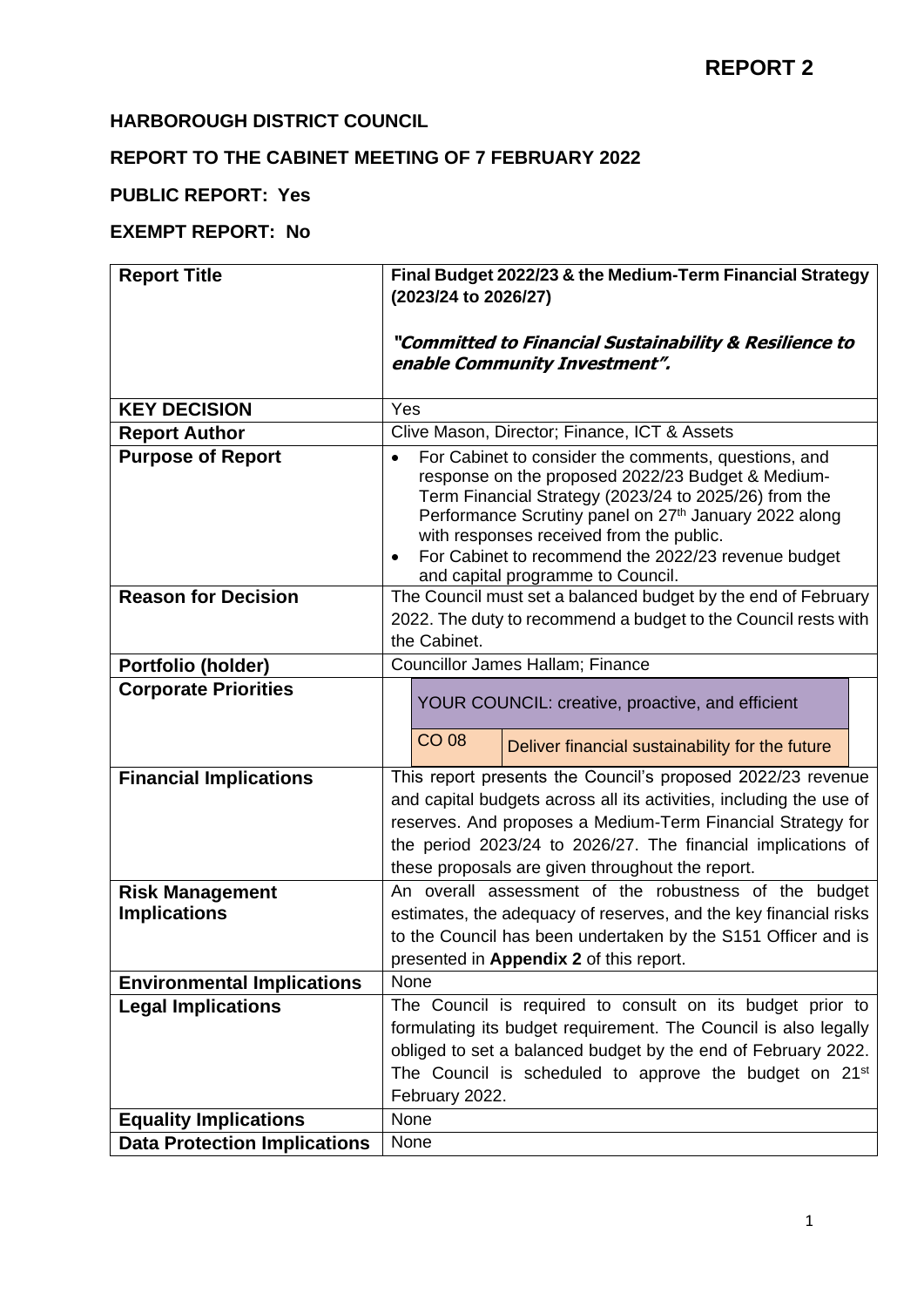# REPORT 2

## HARBOROUGH DISTRICT COUNCIL

## REPORT TO THE CABINET MEETING OF 7 FEBRUARY 2022

## PUBLIC REPORT: Yes

## EXEMPT REPORT: No

| | |
|---|---|
| **Report Title** | **Final Budget 2022/23 & the Medium-Term Financial Strategy (2023/24 to 2026/27)**<br><br>***"Committed to Financial Sustainability & Resilience to enable Community Investment".*** |
| **KEY DECISION** | Yes |
| **Report Author** | Clive Mason, Director; Finance, ICT & Assets |
| **Purpose of Report** | • For Cabinet to consider the comments, questions, and response on the proposed 2022/23 Budget & Medium-Term Financial Strategy (2023/24 to 2025/26) from the Performance Scrutiny panel on 27th January 2022 along with responses received from the public.<br>• For Cabinet to recommend the 2022/23 revenue budget and capital programme to Council. |
| **Reason for Decision** | The Council must set a balanced budget by the end of February 2022. The duty to recommend a budget to the Council rests with the Cabinet. |
| **Portfolio (holder)** | Councillor James Hallam; Finance |
| **Corporate Priorities** | YOUR COUNCIL: creative, proactive, and efficient<br>CO 08 – Deliver financial sustainability for the future |
| **Financial Implications** | This report presents the Council's proposed 2022/23 revenue and capital budgets across all its activities, including the use of reserves. And proposes a Medium-Term Financial Strategy for the period 2023/24 to 2026/27. The financial implications of these proposals are given throughout the report. |
| **Risk Management Implications** | An overall assessment of the robustness of the budget estimates, the adequacy of reserves, and the key financial risks to the Council has been undertaken by the S151 Officer and is presented in **Appendix 2** of this report. |
| **Environmental Implications** | None |
| **Legal Implications** | The Council is required to consult on its budget prior to formulating its budget requirement. The Council is also legally obliged to set a balanced budget by the end of February 2022. The Council is scheduled to approve the budget on 21st February 2022. |
| **Equality Implications** | None |
| **Data Protection Implications** | None |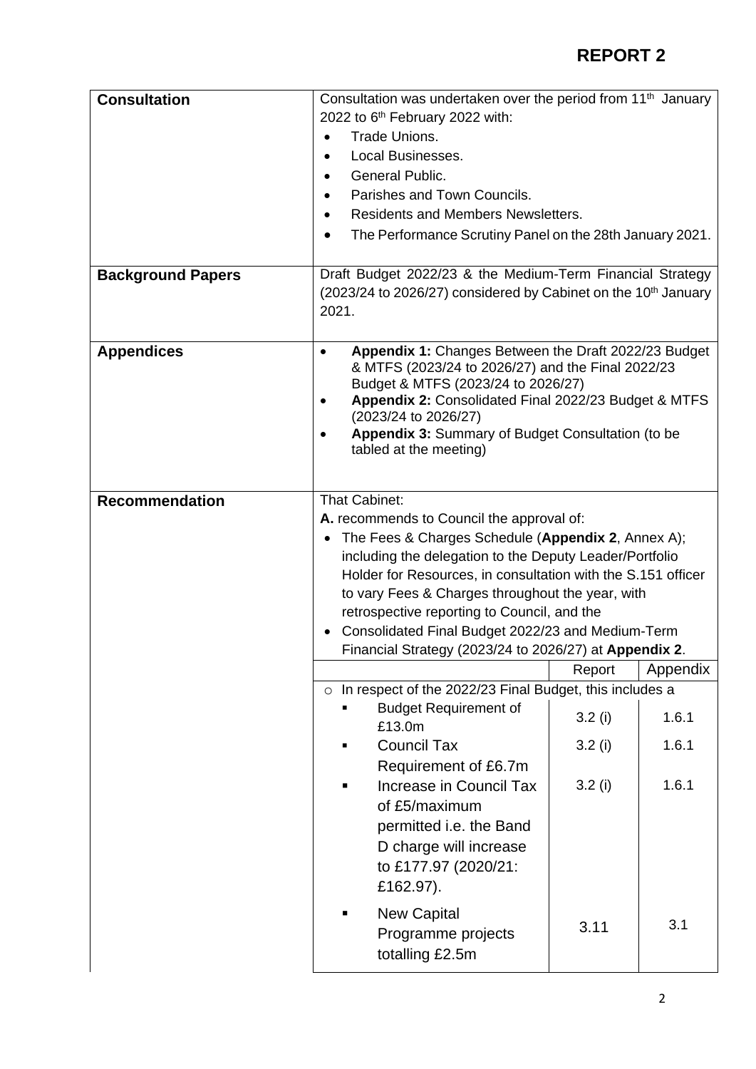# REPORT 2

| | |
|---|---|
| **Consultation** | Consultation was undertaken over the period from 11th January 2022 to 6th February 2022 with:<br>• Trade Unions.<br>• Local Businesses.<br>• General Public.<br>• Parishes and Town Councils.<br>• Residents and Members Newsletters.<br>• The Performance Scrutiny Panel on the 28th January 2021. |
| **Background Papers** | Draft Budget 2022/23 & the Medium-Term Financial Strategy (2023/24 to 2026/27) considered by Cabinet on the 10th January 2021. |
| **Appendices** | • **Appendix 1:** Changes Between the Draft 2022/23 Budget & MTFS (2023/24 to 2026/27) and the Final 2022/23 Budget & MTFS (2023/24 to 2026/27)<br>• **Appendix 2:** Consolidated Final 2022/23 Budget & MTFS (2023/24 to 2026/27)<br>• **Appendix 3:** Summary of Budget Consultation (to be tabled at the meeting) |
| **Recommendation** | That Cabinet:<br>**A.** recommends to Council the approval of:<br>• The Fees & Charges Schedule (**Appendix 2**, Annex A); including the delegation to the Deputy Leader/Portfolio Holder for Resources, in consultation with the S.151 officer to vary Fees & Charges throughout the year, with retrospective reporting to Council, and the<br>• Consolidated Final Budget 2022/23 and Medium-Term Financial Strategy (2023/24 to 2026/27) at **Appendix 2**. |

| | Report | Appendix |
|---|---|---|
| ○ In respect of the 2022/23 Final Budget, this includes a | | |
| ▪ Budget Requirement of £13.0m | 3.2 (i) | 1.6.1 |
| ▪ Council Tax Requirement of £6.7m | 3.2 (i) | 1.6.1 |
| ▪ Increase in Council Tax of £5/maximum permitted i.e. the Band D charge will increase to £177.97 (2020/21: £162.97). | 3.2 (i) | 1.6.1 |
| ▪ New Capital Programme projects totalling £2.5m | 3.11 | 3.1 |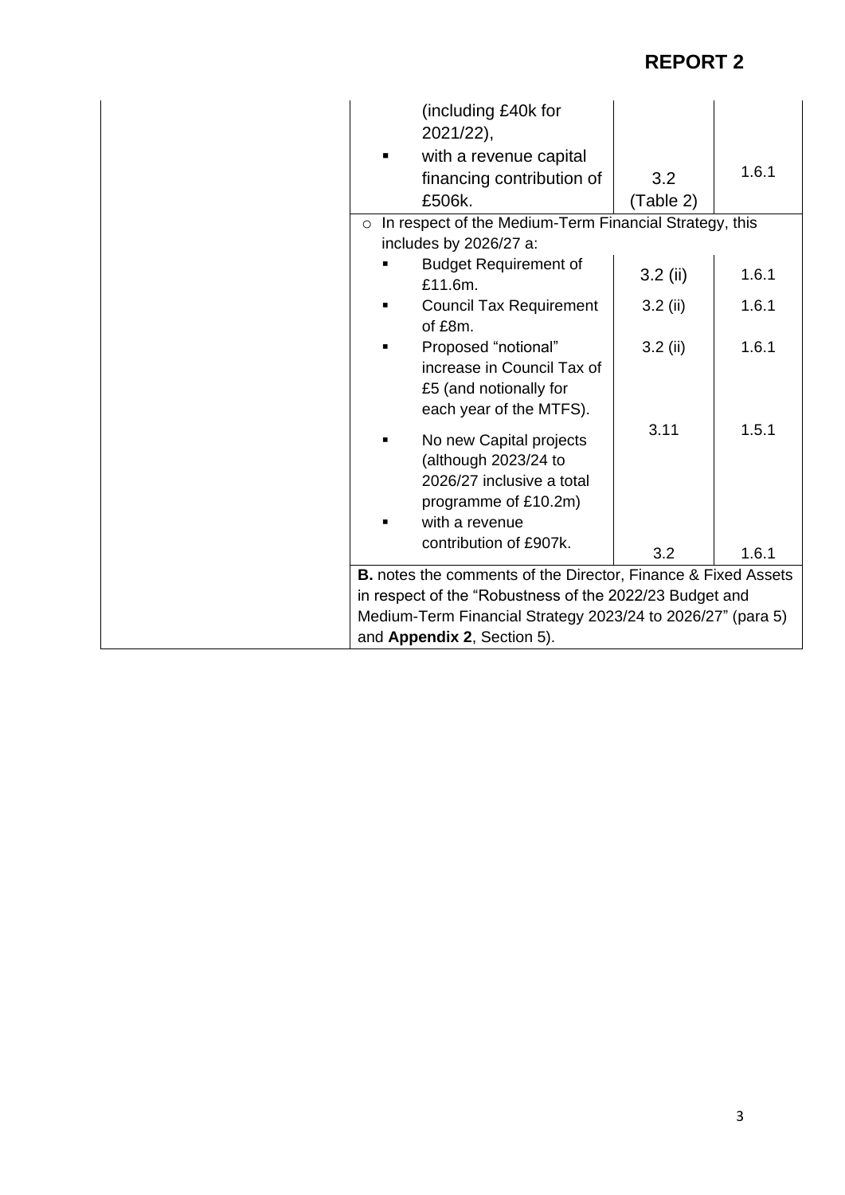# REPORT 2

| | | | |
|---|---|---|---|
| | (including £40k for 2021/22),<br>▪ with a revenue capital financing contribution of £506k. | 3.2 (Table 2) | 1.6.1 |
| | ○ In respect of the Medium-Term Financial Strategy, this includes by 2026/27 a: | | |
| | ▪ Budget Requirement of £11.6m. | 3.2 (ii) | 1.6.1 |
| | ▪ Council Tax Requirement of £8m. | 3.2 (ii) | 1.6.1 |
| | ▪ Proposed "notional" increase in Council Tax of £5 (and notionally for each year of the MTFS). | 3.2 (ii) | 1.6.1 |
| | ▪ No new Capital projects (although 2023/24 to 2026/27 inclusive a total programme of £10.2m) | 3.11 | 1.5.1 |
| | ▪ with a revenue contribution of £907k. | 3.2 | 1.6.1 |
| | **B.** notes the comments of the Director, Finance & Fixed Assets in respect of the "Robustness of the 2022/23 Budget and Medium-Term Financial Strategy 2023/24 to 2026/27" (para 5) and **Appendix 2**, Section 5). | | |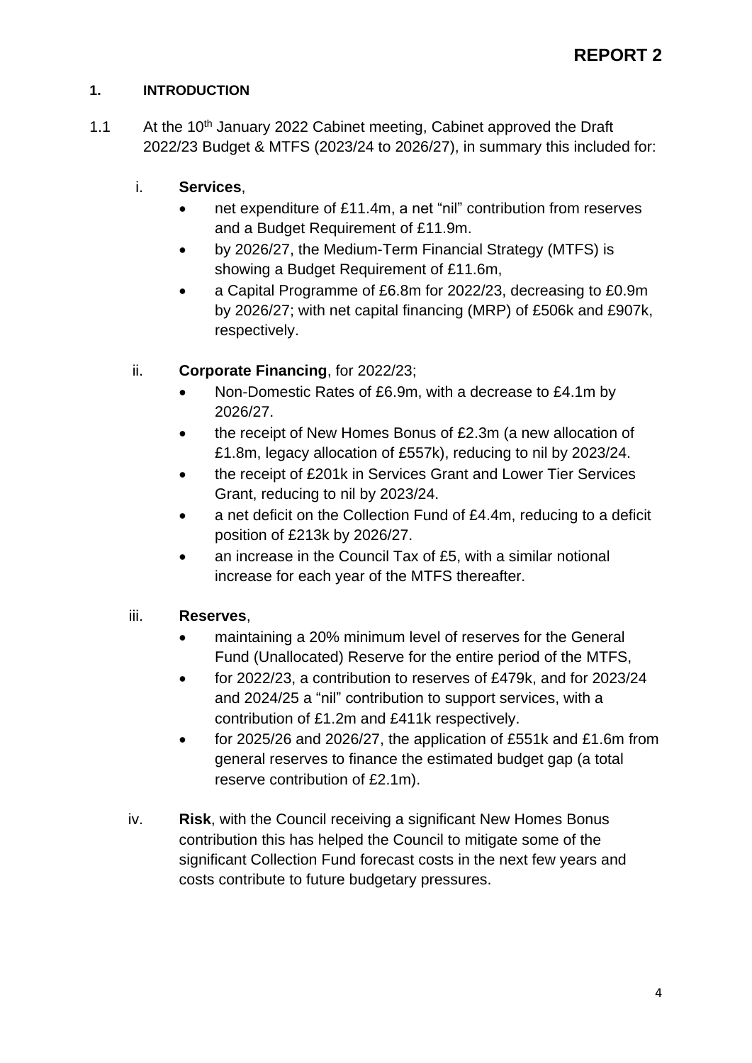**REPORT 2**

## 1. INTRODUCTION

1.1 At the 10th January 2022 Cabinet meeting, Cabinet approved the Draft 2022/23 Budget & MTFS (2023/24 to 2026/27), in summary this included for:

i. **Services**,

- net expenditure of £11.4m, a net "nil" contribution from reserves and a Budget Requirement of £11.9m.
- by 2026/27, the Medium-Term Financial Strategy (MTFS) is showing a Budget Requirement of £11.6m,
- a Capital Programme of £6.8m for 2022/23, decreasing to £0.9m by 2026/27; with net capital financing (MRP) of £506k and £907k, respectively.

ii. **Corporate Financing**, for 2022/23;

- Non-Domestic Rates of £6.9m, with a decrease to £4.1m by 2026/27.
- the receipt of New Homes Bonus of £2.3m (a new allocation of £1.8m, legacy allocation of £557k), reducing to nil by 2023/24.
- the receipt of £201k in Services Grant and Lower Tier Services Grant, reducing to nil by 2023/24.
- a net deficit on the Collection Fund of £4.4m, reducing to a deficit position of £213k by 2026/27.
- an increase in the Council Tax of £5, with a similar notional increase for each year of the MTFS thereafter.

iii. **Reserves**,

- maintaining a 20% minimum level of reserves for the General Fund (Unallocated) Reserve for the entire period of the MTFS,
- for 2022/23, a contribution to reserves of £479k, and for 2023/24 and 2024/25 a "nil" contribution to support services, with a contribution of £1.2m and £411k respectively.
- for 2025/26 and 2026/27, the application of £551k and £1.6m from general reserves to finance the estimated budget gap (a total reserve contribution of £2.1m).

iv. **Risk**, with the Council receiving a significant New Homes Bonus contribution this has helped the Council to mitigate some of the significant Collection Fund forecast costs in the next few years and costs contribute to future budgetary pressures.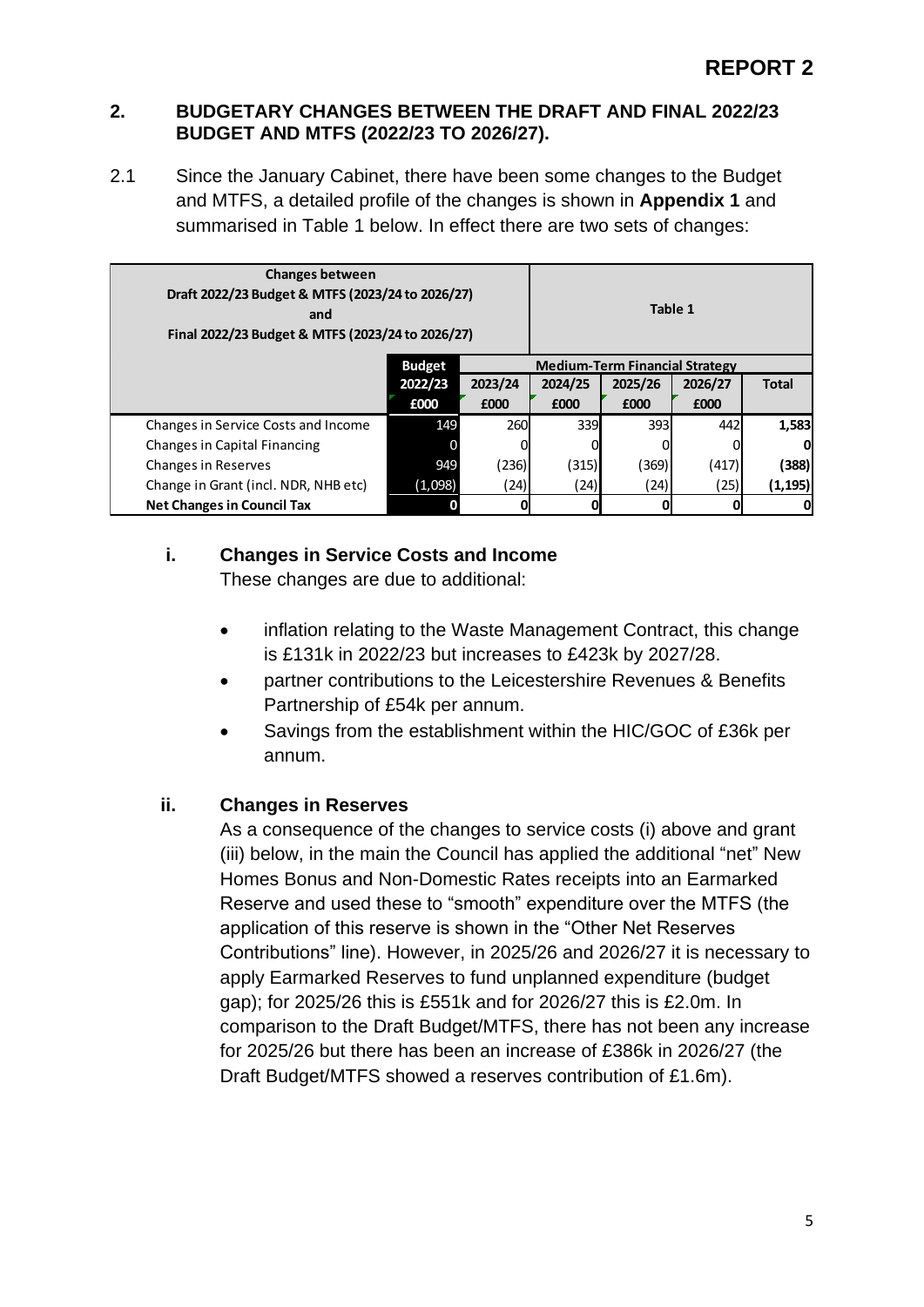**REPORT 2**

## 2. BUDGETARY CHANGES BETWEEN THE DRAFT AND FINAL 2022/23 BUDGET AND MTFS (2022/23 TO 2026/27).

2.1 Since the January Cabinet, there have been some changes to the Budget and MTFS, a detailed profile of the changes is shown in **Appendix 1** and summarised in Table 1 below. In effect there are two sets of changes:

| Changes between Draft 2022/23 Budget & MTFS (2023/24 to 2026/27) and Final 2022/23 Budget & MTFS (2023/24 to 2026/27) | Table 1 | | | | | |
|---|---|---|---|---|---|---|
| | **Budget** | **Medium-Term Financial Strategy** | | | | |
| | **2022/23 £000** | **2023/24 £000** | **2024/25 £000** | **2025/26 £000** | **2026/27 £000** | **Total** |
| Changes in Service Costs and Income | 149 | 260 | 339 | 393 | 442 | **1,583** |
| Changes in Capital Financing | 0 | 0 | 0 | 0 | 0 | **0** |
| Changes in Reserves | 949 | (236) | (315) | (369) | (417) | **(388)** |
| Change in Grant (incl. NDR, NHB etc) | (1,098) | (24) | (24) | (24) | (25) | **(1,195)** |
| **Net Changes in Council Tax** | **0** | **0** | **0** | **0** | **0** | **0** |

### i. Changes in Service Costs and Income

These changes are due to additional:

- inflation relating to the Waste Management Contract, this change is £131k in 2022/23 but increases to £423k by 2027/28.
- partner contributions to the Leicestershire Revenues & Benefits Partnership of £54k per annum.
- Savings from the establishment within the HIC/GOC of £36k per annum.

### ii. Changes in Reserves

As a consequence of the changes to service costs (i) above and grant (iii) below, in the main the Council has applied the additional "net" New Homes Bonus and Non-Domestic Rates receipts into an Earmarked Reserve and used these to "smooth" expenditure over the MTFS (the application of this reserve is shown in the "Other Net Reserves Contributions" line). However, in 2025/26 and 2026/27 it is necessary to apply Earmarked Reserves to fund unplanned expenditure (budget gap); for 2025/26 this is £551k and for 2026/27 this is £2.0m. In comparison to the Draft Budget/MTFS, there has not been any increase for 2025/26 but there has been an increase of £386k in 2026/27 (the Draft Budget/MTFS showed a reserves contribution of £1.6m).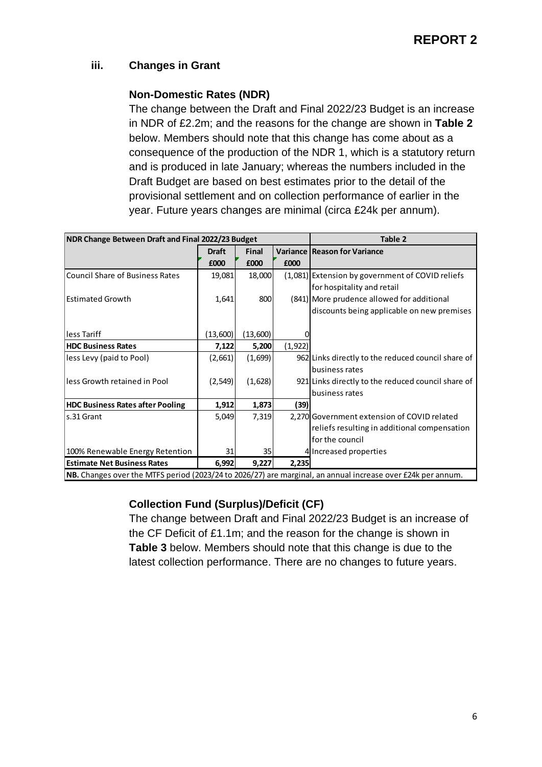### iii. Changes in Grant

#### Non-Domestic Rates (NDR)

The change between the Draft and Final 2022/23 Budget is an increase in NDR of £2.2m; and the reasons for the change are shown in **Table 2** below. Members should note that this change has come about as a consequence of the production of the NDR 1, which is a statutory return and is produced in late January; whereas the numbers included in the Draft Budget are based on best estimates prior to the detail of the provisional settlement and on collection performance of earlier in the year. Future years changes are minimal (circa £24k per annum).

| **NDR Change Between Draft and Final 2022/23 Budget** | | | | **Table 2** |
|---|---|---|---|---|
| | **Draft £000** | **Final £000** | **Variance £000** | **Reason for Variance** |
| Council Share of Business Rates | 19,081 | 18,000 | (1,081) | Extension by government of COVID reliefs for hospitality and retail |
| Estimated Growth | 1,641 | 800 | (841) | More prudence allowed for additional discounts being applicable on new premises |
| less Tariff | (13,600) | (13,600) | 0 | |
| **HDC Business Rates** | **7,122** | **5,200** | **(1,922)** | |
| less Levy (paid to Pool) | (2,661) | (1,699) | 962 | Links directly to the reduced council share of business rates |
| less Growth retained in Pool | (2,549) | (1,628) | 921 | Links directly to the reduced council share of business rates |
| **HDC Business Rates after Pooling** | **1,912** | **1,873** | **(39)** | |
| s.31 Grant | 5,049 | 7,319 | 2,270 | Government extension of COVID related reliefs resulting in additional compensation for the council |
| 100% Renewable Energy Retention | 31 | 35 | 4 | Increased properties |
| **Estimate Net Business Rates** | **6,992** | **9,227** | **2,235** | |

**NB.** Changes over the MTFS period (2023/24 to 2026/27) are marginal, an annual increase over £24k per annum.

#### Collection Fund (Surplus)/Deficit (CF)

The change between Draft and Final 2022/23 Budget is an increase of the CF Deficit of £1.1m; and the reason for the change is shown in **Table 3** below. Members should note that this change is due to the latest collection performance. There are no changes to future years.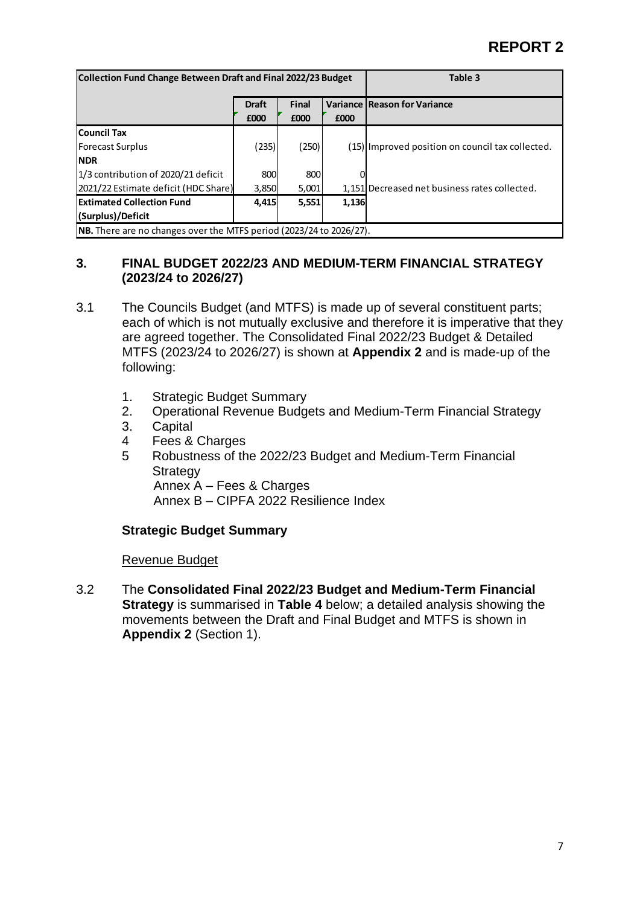**REPORT 2**

| Collection Fund Change Between Draft and Final 2022/23 Budget | | | | Table 3 |
|---|---|---|---|---|
| | Draft £000 | Final £000 | Variance £000 | Reason for Variance |
| **Council Tax** | | | | |
| Forecast Surplus | (235) | (250) | (15) | Improved position on council tax collected. |
| **NDR** | | | | |
| 1/3 contribution of 2020/21 deficit | 800 | 800 | 0 | |
| 2021/22 Estimate deficit (HDC Share) | 3,850 | 5,001 | 1,151 | Decreased net business rates collected. |
| **Extimated Collection Fund (Surplus)/Deficit** | **4,415** | **5,551** | **1,136** | |
| **NB.** There are no changes over the MTFS period (2023/24 to 2026/27). | | | | |

## 3. FINAL BUDGET 2022/23 AND MEDIUM-TERM FINANCIAL STRATEGY (2023/24 to 2026/27)

3.1 The Councils Budget (and MTFS) is made up of several constituent parts; each of which is not mutually exclusive and therefore it is imperative that they are agreed together. The Consolidated Final 2022/23 Budget & Detailed MTFS (2023/24 to 2026/27) is shown at **Appendix 2** and is made-up of the following:

1. Strategic Budget Summary
2. Operational Revenue Budgets and Medium-Term Financial Strategy
3. Capital
4. Fees & Charges
5. Robustness of the 2022/23 Budget and Medium-Term Financial Strategy
   Annex A – Fees & Charges
   Annex B – CIPFA 2022 Resilience Index

### Strategic Budget Summary

Revenue Budget

3.2 The **Consolidated Final 2022/23 Budget and Medium-Term Financial Strategy** is summarised in **Table 4** below; a detailed analysis showing the movements between the Draft and Final Budget and MTFS is shown in **Appendix 2** (Section 1).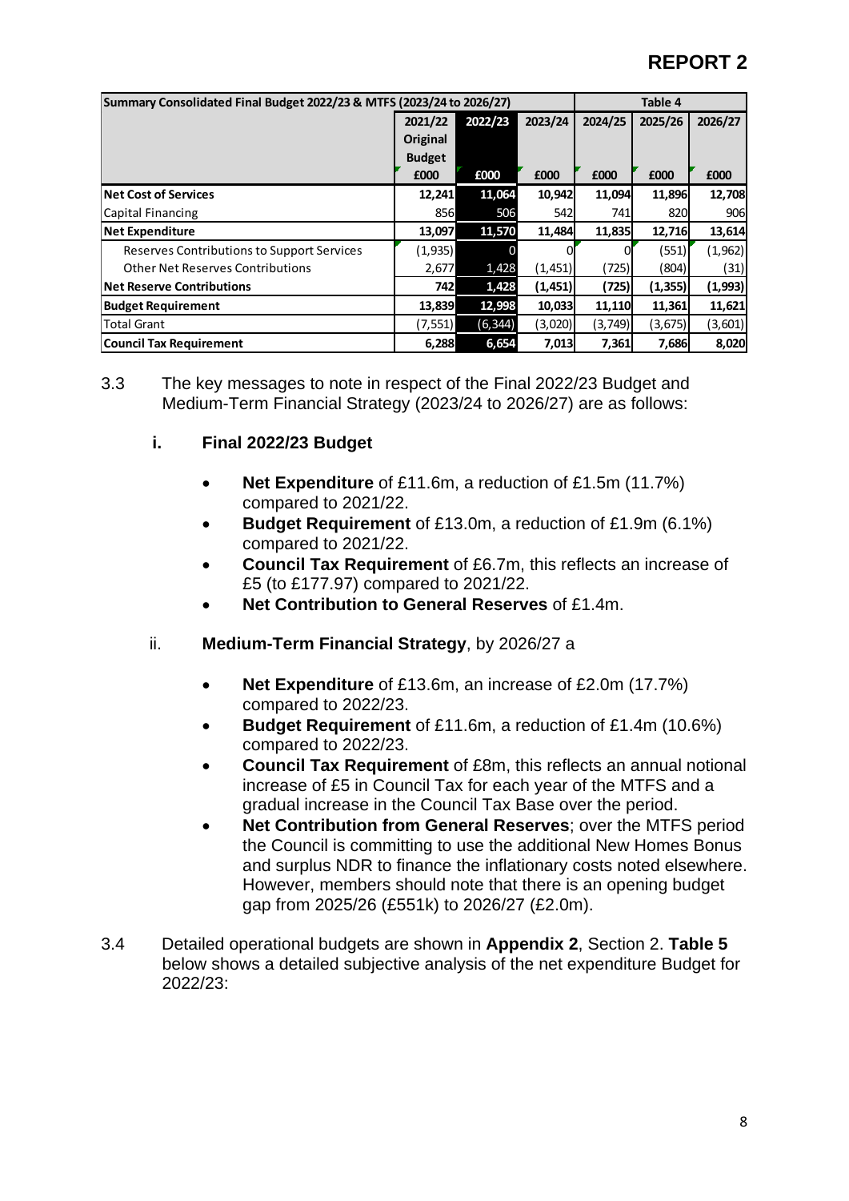**REPORT 2**

| Summary Consolidated Final Budget 2022/23 & MTFS (2023/24 to 2026/27) | | | | Table 4 | | |
|---|---|---|---|---|---|---|
| | 2021/22 Original Budget | 2022/23 | 2023/24 | 2024/25 | 2025/26 | 2026/27 |
| | £000 | £000 | £000 | £000 | £000 | £000 |
| **Net Cost of Services** | **12,241** | **11,064** | **10,942** | **11,094** | **11,896** | **12,708** |
| Capital Financing | 856 | 506 | 542 | 741 | 820 | 906 |
| **Net Expenditure** | **13,097** | **11,570** | **11,484** | **11,835** | **12,716** | **13,614** |
| Reserves Contributions to Support Services | (1,935) | 0 | 0 | 0 | (551) | (1,962) |
| Other Net Reserves Contributions | 2,677 | 1,428 | (1,451) | (725) | (804) | (31) |
| **Net Reserve Contributions** | **742** | **1,428** | **(1,451)** | **(725)** | **(1,355)** | **(1,993)** |
| **Budget Requirement** | **13,839** | **12,998** | **10,033** | **11,110** | **11,361** | **11,621** |
| Total Grant | (7,551) | (6,344) | (3,020) | (3,749) | (3,675) | (3,601) |
| **Council Tax Requirement** | **6,288** | **6,654** | **7,013** | **7,361** | **7,686** | **8,020** |

3.3 The key messages to note in respect of the Final 2022/23 Budget and Medium-Term Financial Strategy (2023/24 to 2026/27) are as follows:

**i. Final 2022/23 Budget**

- **Net Expenditure** of £11.6m, a reduction of £1.5m (11.7%) compared to 2021/22.
- **Budget Requirement** of £13.0m, a reduction of £1.9m (6.1%) compared to 2021/22.
- **Council Tax Requirement** of £6.7m, this reflects an increase of £5 (to £177.97) compared to 2021/22.
- **Net Contribution to General Reserves** of £1.4m.

ii. **Medium-Term Financial Strategy**, by 2026/27 a

- **Net Expenditure** of £13.6m, an increase of £2.0m (17.7%) compared to 2022/23.
- **Budget Requirement** of £11.6m, a reduction of £1.4m (10.6%) compared to 2022/23.
- **Council Tax Requirement** of £8m, this reflects an annual notional increase of £5 in Council Tax for each year of the MTFS and a gradual increase in the Council Tax Base over the period.
- **Net Contribution from General Reserves**; over the MTFS period the Council is committing to use the additional New Homes Bonus and surplus NDR to finance the inflationary costs noted elsewhere. However, members should note that there is an opening budget gap from 2025/26 (£551k) to 2026/27 (£2.0m).

3.4 Detailed operational budgets are shown in **Appendix 2**, Section 2. **Table 5** below shows a detailed subjective analysis of the net expenditure Budget for 2022/23: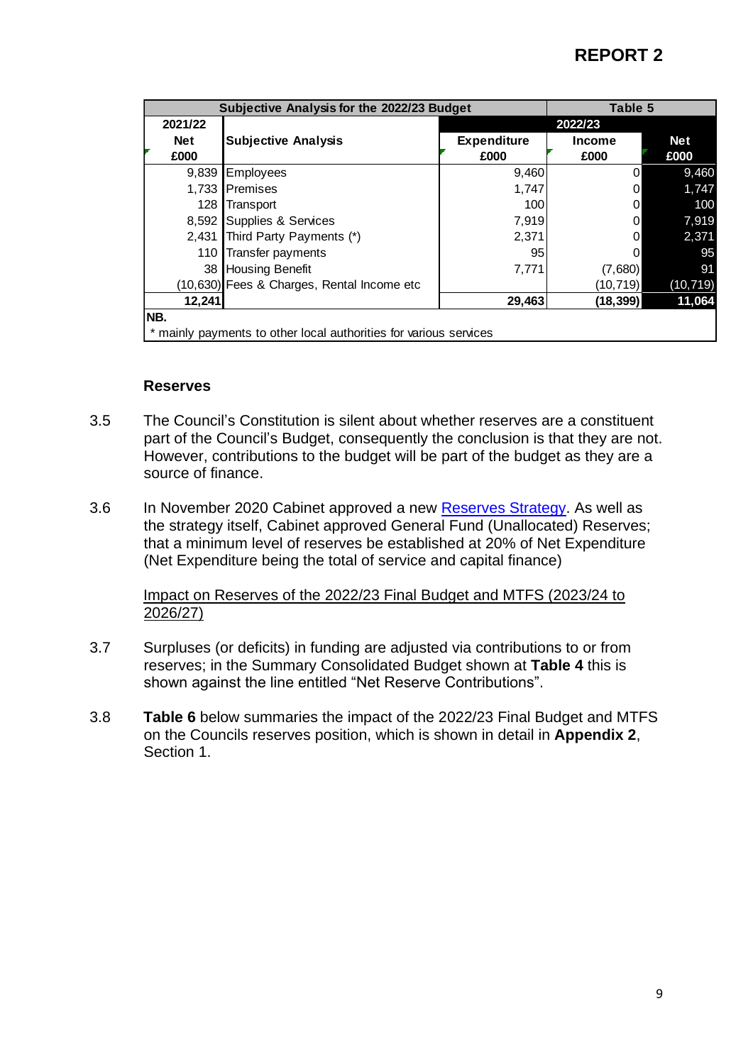REPORT 2

| Subjective Analysis for the 2022/23 Budget | | Table 5 | | |
|---|---|---|---|---|
| 2021/22 | | 2022/23 | | |
| Net £000 | Subjective Analysis | Expenditure £000 | Income £000 | Net £000 |
| 9,839 | Employees | 9,460 | 0 | 9,460 |
| 1,733 | Premises | 1,747 | 0 | 1,747 |
| 128 | Transport | 100 | 0 | 100 |
| 8,592 | Supplies & Services | 7,919 | 0 | 7,919 |
| 2,431 | Third Party Payments (*) | 2,371 | 0 | 2,371 |
| 110 | Transfer payments | 95 | 0 | 95 |
| 38 | Housing Benefit | 7,771 | (7,680) | 91 |
| (10,630) | Fees & Charges, Rental Income etc | | (10,719) | (10,719) |
| **12,241** | | **29,463** | **(18,399)** | **11,064** |

NB.
* mainly payments to other local authorities for various services

### Reserves

3.5 The Council's Constitution is silent about whether reserves are a constituent part of the Council's Budget, consequently the conclusion is that they are not. However, contributions to the budget will be part of the budget as they are a source of finance.

3.6 In November 2020 Cabinet approved a new Reserves Strategy. As well as the strategy itself, Cabinet approved General Fund (Unallocated) Reserves; that a minimum level of reserves be established at 20% of Net Expenditure (Net Expenditure being the total of service and capital finance)

Impact on Reserves of the 2022/23 Final Budget and MTFS (2023/24 to 2026/27)

3.7 Surpluses (or deficits) in funding are adjusted via contributions to or from reserves; in the Summary Consolidated Budget shown at **Table 4** this is shown against the line entitled "Net Reserve Contributions".

3.8 **Table 6** below summaries the impact of the 2022/23 Final Budget and MTFS on the Councils reserves position, which is shown in detail in **Appendix 2**, Section 1.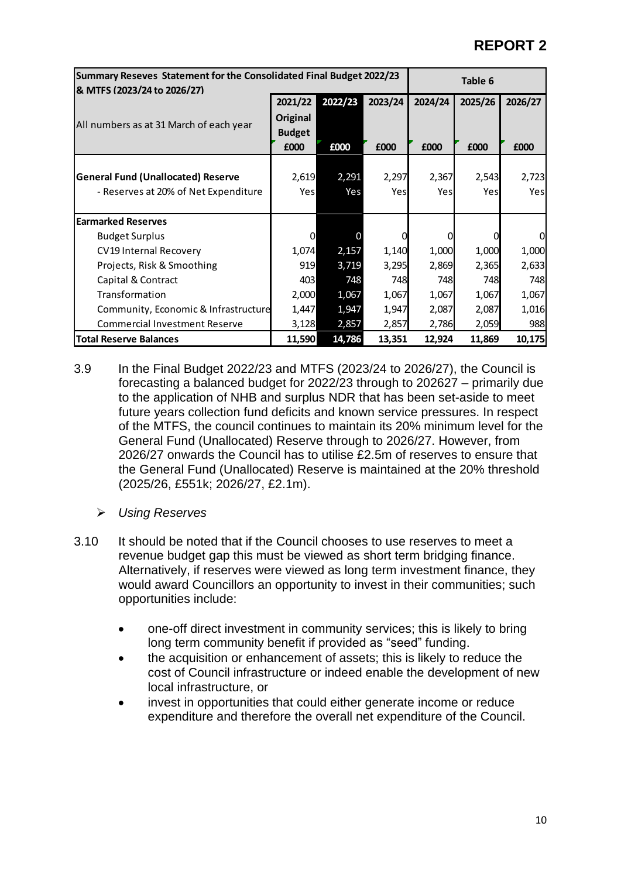# REPORT 2

| Summary Reseves Statement for the Consolidated Final Budget 2022/23 & MTFS (2023/24 to 2026/27) | | | | Table 6 | | |
|---|---|---|---|---|---|---|
| All numbers as at 31 March of each year | 2021/22 Original Budget £000 | 2022/23 £000 | 2023/24 £000 | 2024/24 £000 | 2025/26 £000 | 2026/27 £000 |
| **General Fund (Unallocated) Reserve** | 2,619 | 2,291 | 2,297 | 2,367 | 2,543 | 2,723 |
| - Reserves at 20% of Net Expenditure | Yes | Yes | Yes | Yes | Yes | Yes |
| **Earmarked Reserves** | | | | | | |
| Budget Surplus | 0 | 0 | 0 | 0 | 0 | 0 |
| CV19 Internal Recovery | 1,074 | 2,157 | 1,140 | 1,000 | 1,000 | 1,000 |
| Projects, Risk & Smoothing | 919 | 3,719 | 3,295 | 2,869 | 2,365 | 2,633 |
| Capital & Contract | 403 | 748 | 748 | 748 | 748 | 748 |
| Transformation | 2,000 | 1,067 | 1,067 | 1,067 | 1,067 | 1,067 |
| Community, Economic & Infrastructure | 1,447 | 1,947 | 1,947 | 2,087 | 2,087 | 1,016 |
| Commercial Investment Reserve | 3,128 | 2,857 | 2,857 | 2,786 | 2,059 | 988 |
| **Total Reserve Balances** | **11,590** | **14,786** | **13,351** | **12,924** | **11,869** | **10,175** |

3.9 In the Final Budget 2022/23 and MTFS (2023/24 to 2026/27), the Council is forecasting a balanced budget for 2022/23 through to 202627 – primarily due to the application of NHB and surplus NDR that has been set-aside to meet future years collection fund deficits and known service pressures. In respect of the MTFS, the council continues to maintain its 20% minimum level for the General Fund (Unallocated) Reserve through to 2026/27. However, from 2026/27 onwards the Council has to utilise £2.5m of reserves to ensure that the General Fund (Unallocated) Reserve is maintained at the 20% threshold (2025/26, £551k; 2026/27, £2.1m).

- *Using Reserves*

3.10 It should be noted that if the Council chooses to use reserves to meet a revenue budget gap this must be viewed as short term bridging finance. Alternatively, if reserves were viewed as long term investment finance, they would award Councillors an opportunity to invest in their communities; such opportunities include:

- one-off direct investment in community services; this is likely to bring long term community benefit if provided as "seed" funding.
- the acquisition or enhancement of assets; this is likely to reduce the cost of Council infrastructure or indeed enable the development of new local infrastructure, or
- invest in opportunities that could either generate income or reduce expenditure and therefore the overall net expenditure of the Council.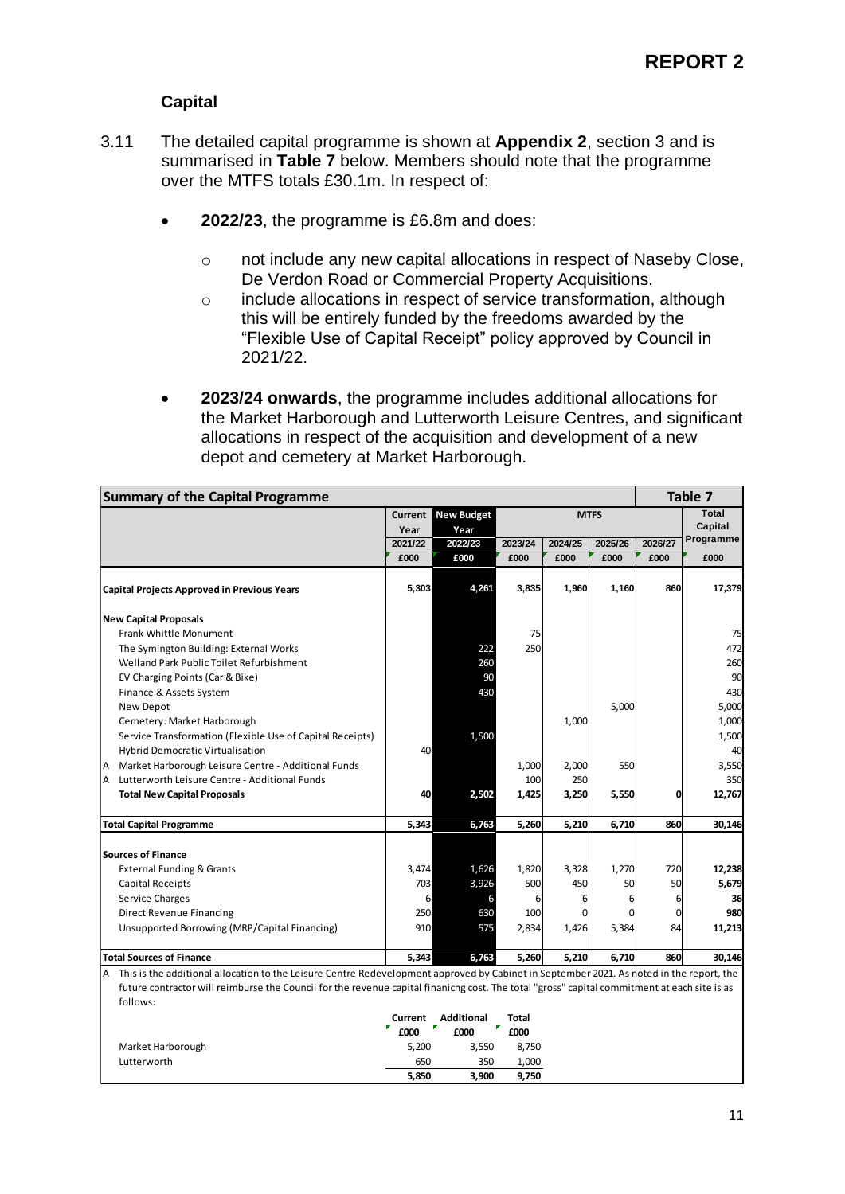**REPORT 2**

### Capital

3.11 The detailed capital programme is shown at **Appendix 2**, section 3 and is summarised in **Table 7** below. Members should note that the programme over the MTFS totals £30.1m. In respect of:

- **2022/23**, the programme is £6.8m and does:
  - not include any new capital allocations in respect of Naseby Close, De Verdon Road or Commercial Property Acquisitions.
  - include allocations in respect of service transformation, although this will be entirely funded by the freedoms awarded by the "Flexible Use of Capital Receipt" policy approved by Council in 2021/22.
- **2023/24 onwards**, the programme includes additional allocations for the Market Harborough and Lutterworth Leisure Centres, and significant allocations in respect of the acquisition and development of a new depot and cemetery at Market Harborough.

| Summary of the Capital Programme | Current Year | New Budget Year | MTFS | | | | Table 7 Total Capital Programme |
|---|---|---|---|---|---|---|---|
| | 2021/22 | 2022/23 | 2023/24 | 2024/25 | 2025/26 | 2026/27 | |
| | £000 | £000 | £000 | £000 | £000 | £000 | £000 |
| **Capital Projects Approved in Previous Years** | 5,303 | 4,261 | 3,835 | 1,960 | 1,160 | 860 | 17,379 |
| **New Capital Proposals** | | | | | | | |
| Frank Whittle Monument | | | 75 | | | | 75 |
| The Symington Building: External Works | | 222 | 250 | | | | 472 |
| Welland Park Public Toilet Refurbishment | | 260 | | | | | 260 |
| EV Charging Points (Car & Bike) | | 90 | | | | | 90 |
| Finance & Assets System | | 430 | | | | | 430 |
| New Depot | | | | | 5,000 | | 5,000 |
| Cemetery: Market Harborough | | | | 1,000 | | | 1,000 |
| Service Transformation (Flexible Use of Capital Receipts) | | 1,500 | | | | | 1,500 |
| Hybrid Democratic Virtualisation | 40 | | | | | | 40 |
| A Market Harborough Leisure Centre - Additional Funds | | | 1,000 | 2,000 | 550 | | 3,550 |
| A Lutterworth Leisure Centre - Additional Funds | | | 100 | 250 | | | 350 |
| **Total New Capital Proposals** | 40 | 2,502 | 1,425 | 3,250 | 5,550 | 0 | 12,767 |
| **Total Capital Programme** | 5,343 | 6,763 | 5,260 | 5,210 | 6,710 | 860 | 30,146 |
| **Sources of Finance** | | | | | | | |
| External Funding & Grants | 3,474 | 1,626 | 1,820 | 3,328 | 1,270 | 720 | **12,238** |
| Capital Receipts | 703 | 3,926 | 500 | 450 | 50 | 50 | **5,679** |
| Service Charges | 6 | 6 | 6 | 6 | 6 | 6 | **36** |
| Direct Revenue Financing | 250 | 630 | 100 | 0 | 0 | 0 | **980** |
| Unsupported Borrowing (MRP/Capital Financing) | 910 | 575 | 2,834 | 1,426 | 5,384 | 84 | **11,213** |
| **Total Sources of Finance** | 5,343 | 6,763 | 5,260 | 5,210 | 6,710 | 860 | 30,146 |

A This is the additional allocation to the Leisure Centre Redevelopment approved by Cabinet in September 2021. As noted in the report, the future contractor will reimburse the Council for the revenue capital finanicng cost. The total "gross" capital commitment at each site is as follows:

| | Current £000 | Additional £000 | Total £000 |
|---|---|---|---|
| Market Harborough | 5,200 | 3,550 | 8,750 |
| Lutterworth | 650 | 350 | 1,000 |
| | **5,850** | **3,900** | **9,750** |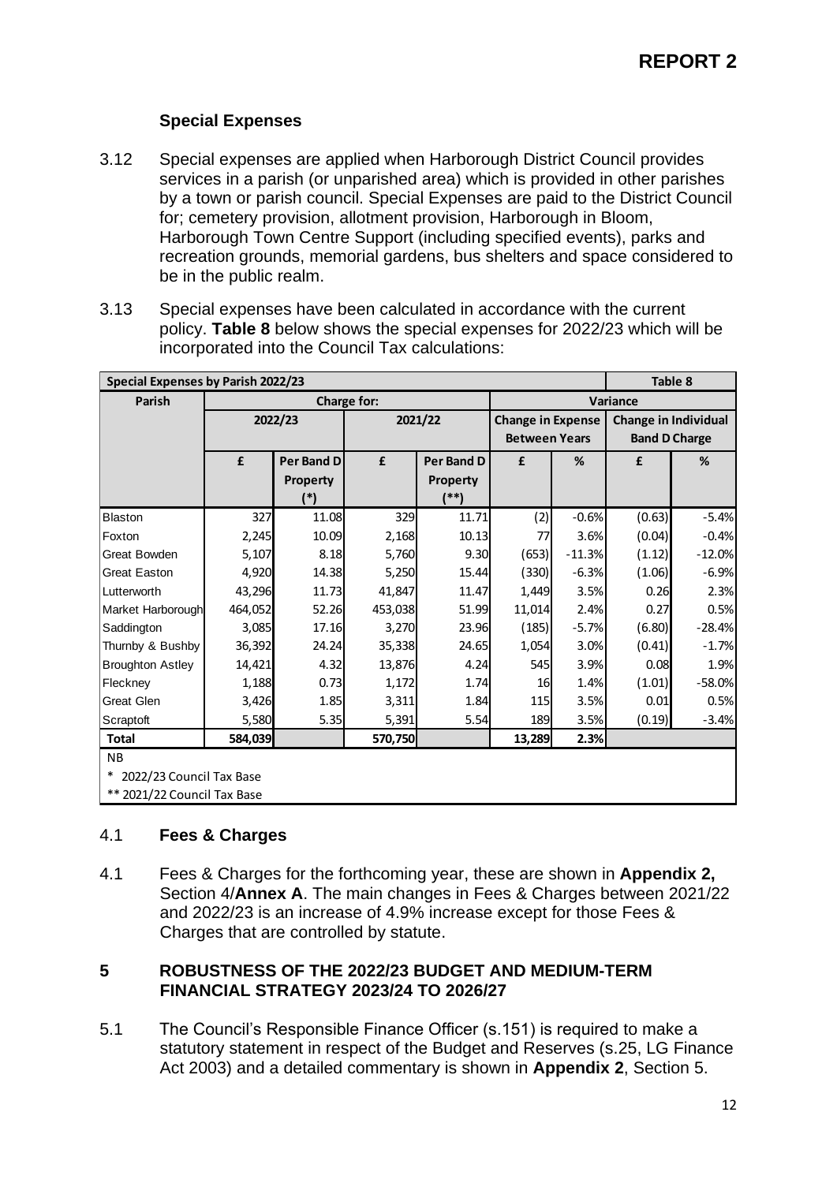**REPORT 2**

### Special Expenses

3.12 Special expenses are applied when Harborough District Council provides services in a parish (or unparished area) which is provided in other parishes by a town or parish council. Special Expenses are paid to the District Council for; cemetery provision, allotment provision, Harborough in Bloom, Harborough Town Centre Support (including specified events), parks and recreation grounds, memorial gardens, bus shelters and space considered to be in the public realm.

3.13 Special expenses have been calculated in accordance with the current policy. **Table 8** below shows the special expenses for 2022/23 which will be incorporated into the Council Tax calculations:

| Special Expenses by Parish 2022/23 | | | | | | | Table 8 | |
|---|---|---|---|---|---|---|---|---|
| Parish | Charge for: | | | | Variance | | | |
| | 2022/23 | | 2021/22 | | Change in Expense Between Years | | Change in Individual Band D Charge | |
| | £ | Per Band D Property (*) | £ | Per Band D Property (**) | £ | % | £ | % |
| Blaston | 327 | 11.08 | 329 | 11.71 | (2) | -0.6% | (0.63) | -5.4% |
| Foxton | 2,245 | 10.09 | 2,168 | 10.13 | 77 | 3.6% | (0.04) | -0.4% |
| Great Bowden | 5,107 | 8.18 | 5,760 | 9.30 | (653) | -11.3% | (1.12) | -12.0% |
| Great Easton | 4,920 | 14.38 | 5,250 | 15.44 | (330) | -6.3% | (1.06) | -6.9% |
| Lutterworth | 43,296 | 11.73 | 41,847 | 11.47 | 1,449 | 3.5% | 0.26 | 2.3% |
| Market Harborough | 464,052 | 52.26 | 453,038 | 51.99 | 11,014 | 2.4% | 0.27 | 0.5% |
| Saddington | 3,085 | 17.16 | 3,270 | 23.96 | (185) | -5.7% | (6.80) | -28.4% |
| Thurnby & Bushby | 36,392 | 24.24 | 35,338 | 24.65 | 1,054 | 3.0% | (0.41) | -1.7% |
| Broughton Astley | 14,421 | 4.32 | 13,876 | 4.24 | 545 | 3.9% | 0.08 | 1.9% |
| Fleckney | 1,188 | 0.73 | 1,172 | 1.74 | 16 | 1.4% | (1.01) | -58.0% |
| Great Glen | 3,426 | 1.85 | 3,311 | 1.84 | 115 | 3.5% | 0.01 | 0.5% |
| Scraptoft | 5,580 | 5.35 | 5,391 | 5.54 | 189 | 3.5% | (0.19) | -3.4% |
| **Total** | **584,039** | | **570,750** | | **13,289** | **2.3%** | | |

NB
* 2022/23 Council Tax Base
** 2021/22 Council Tax Base

### 4.1 Fees & Charges

4.1 Fees & Charges for the forthcoming year, these are shown in **Appendix 2,** Section 4/**Annex A**. The main changes in Fees & Charges between 2021/22 and 2022/23 is an increase of 4.9% increase except for those Fees & Charges that are controlled by statute.

## 5 ROBUSTNESS OF THE 2022/23 BUDGET AND MEDIUM-TERM FINANCIAL STRATEGY 2023/24 TO 2026/27

5.1 The Council's Responsible Finance Officer (s.151) is required to make a statutory statement in respect of the Budget and Reserves (s.25, LG Finance Act 2003) and a detailed commentary is shown in **Appendix 2**, Section 5.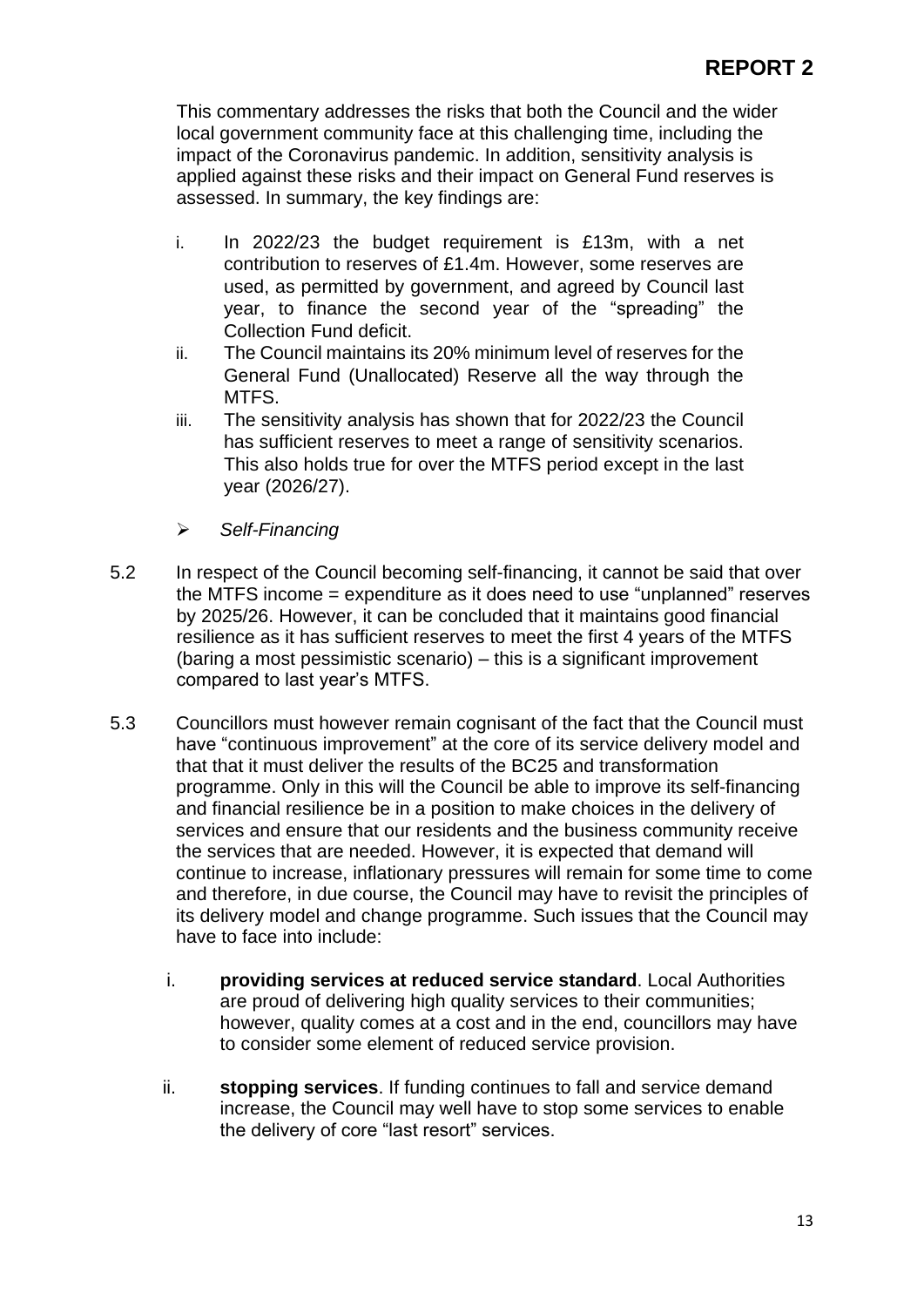**REPORT 2**

This commentary addresses the risks that both the Council and the wider local government community face at this challenging time, including the impact of the Coronavirus pandemic. In addition, sensitivity analysis is applied against these risks and their impact on General Fund reserves is assessed. In summary, the key findings are:

i. In 2022/23 the budget requirement is £13m, with a net contribution to reserves of £1.4m. However, some reserves are used, as permitted by government, and agreed by Council last year, to finance the second year of the "spreading" the Collection Fund deficit.
ii. The Council maintains its 20% minimum level of reserves for the General Fund (Unallocated) Reserve all the way through the MTFS.
iii. The sensitivity analysis has shown that for 2022/23 the Council has sufficient reserves to meet a range of sensitivity scenarios. This also holds true for over the MTFS period except in the last year (2026/27).

➢ *Self-Financing*

5.2 In respect of the Council becoming self-financing, it cannot be said that over the MTFS income = expenditure as it does need to use "unplanned" reserves by 2025/26. However, it can be concluded that it maintains good financial resilience as it has sufficient reserves to meet the first 4 years of the MTFS (baring a most pessimistic scenario) – this is a significant improvement compared to last year's MTFS.

5.3 Councillors must however remain cognisant of the fact that the Council must have "continuous improvement" at the core of its service delivery model and that that it must deliver the results of the BC25 and transformation programme. Only in this will the Council be able to improve its self-financing and financial resilience be in a position to make choices in the delivery of services and ensure that our residents and the business community receive the services that are needed. However, it is expected that demand will continue to increase, inflationary pressures will remain for some time to come and therefore, in due course, the Council may have to revisit the principles of its delivery model and change programme. Such issues that the Council may have to face into include:

i. **providing services at reduced service standard**. Local Authorities are proud of delivering high quality services to their communities; however, quality comes at a cost and in the end, councillors may have to consider some element of reduced service provision.

ii. **stopping services**. If funding continues to fall and service demand increase, the Council may well have to stop some services to enable the delivery of core "last resort" services.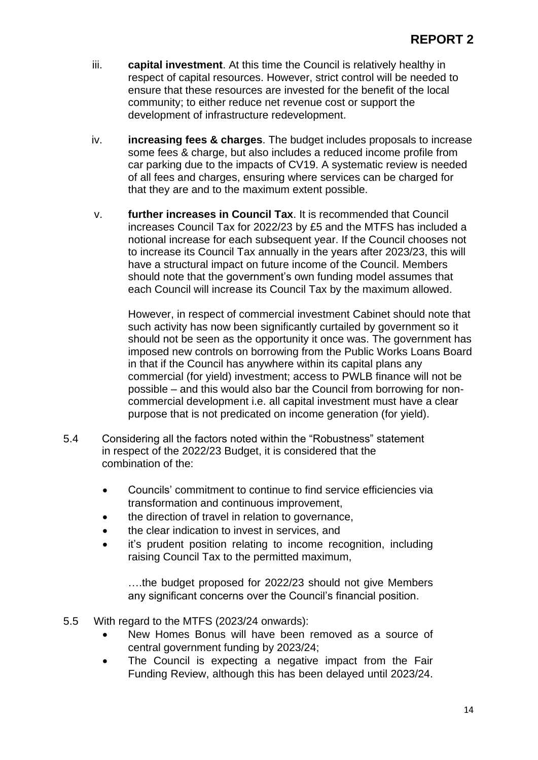iii. **capital investment**. At this time the Council is relatively healthy in respect of capital resources. However, strict control will be needed to ensure that these resources are invested for the benefit of the local community; to either reduce net revenue cost or support the development of infrastructure redevelopment.

iv. **increasing fees & charges**. The budget includes proposals to increase some fees & charge, but also includes a reduced income profile from car parking due to the impacts of CV19. A systematic review is needed of all fees and charges, ensuring where services can be charged for that they are and to the maximum extent possible.

v. **further increases in Council Tax**. It is recommended that Council increases Council Tax for 2022/23 by £5 and the MTFS has included a notional increase for each subsequent year. If the Council chooses not to increase its Council Tax annually in the years after 2023/23, this will have a structural impact on future income of the Council. Members should note that the government's own funding model assumes that each Council will increase its Council Tax by the maximum allowed.

However, in respect of commercial investment Cabinet should note that such activity has now been significantly curtailed by government so it should not be seen as the opportunity it once was. The government has imposed new controls on borrowing from the Public Works Loans Board in that if the Council has anywhere within its capital plans any commercial (for yield) investment; access to PWLB finance will not be possible – and this would also bar the Council from borrowing for non-commercial development i.e. all capital investment must have a clear purpose that is not predicated on income generation (for yield).

5.4 Considering all the factors noted within the "Robustness" statement in respect of the 2022/23 Budget, it is considered that the combination of the:

- Councils' commitment to continue to find service efficiencies via transformation and continuous improvement,
- the direction of travel in relation to governance,
- the clear indication to invest in services, and
- it's prudent position relating to income recognition, including raising Council Tax to the permitted maximum,

….the budget proposed for 2022/23 should not give Members any significant concerns over the Council's financial position.

5.5 With regard to the MTFS (2023/24 onwards):

- New Homes Bonus will have been removed as a source of central government funding by 2023/24;
- The Council is expecting a negative impact from the Fair Funding Review, although this has been delayed until 2023/24.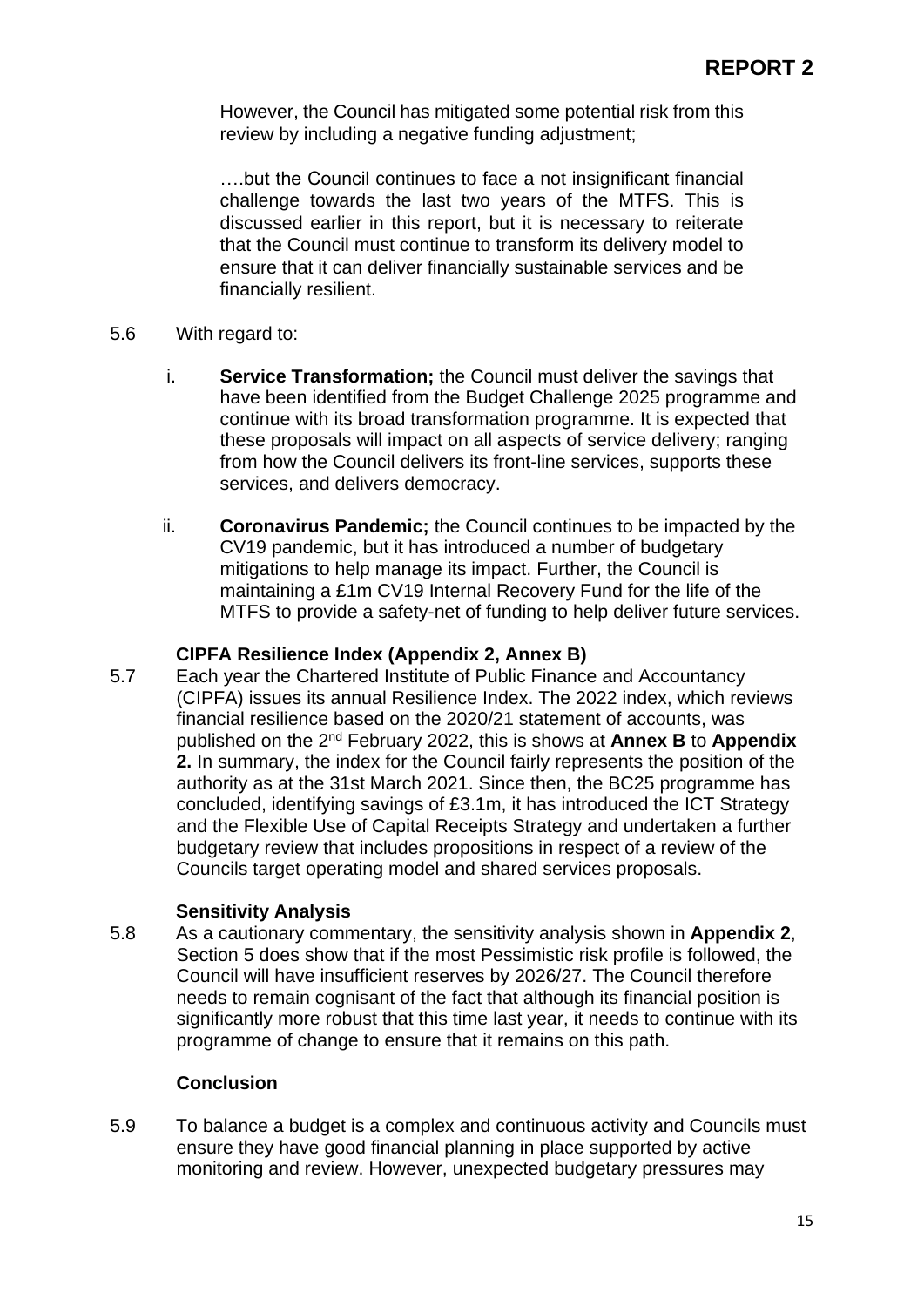However, the Council has mitigated some potential risk from this review by including a negative funding adjustment;

….but the Council continues to face a not insignificant financial challenge towards the last two years of the MTFS. This is discussed earlier in this report, but it is necessary to reiterate that the Council must continue to transform its delivery model to ensure that it can deliver financially sustainable services and be financially resilient.

5.6 With regard to:

i. **Service Transformation;** the Council must deliver the savings that have been identified from the Budget Challenge 2025 programme and continue with its broad transformation programme. It is expected that these proposals will impact on all aspects of service delivery; ranging from how the Council delivers its front-line services, supports these services, and delivers democracy.

ii. **Coronavirus Pandemic;** the Council continues to be impacted by the CV19 pandemic, but it has introduced a number of budgetary mitigations to help manage its impact. Further, the Council is maintaining a £1m CV19 Internal Recovery Fund for the life of the MTFS to provide a safety-net of funding to help deliver future services.

**CIPFA Resilience Index (Appendix 2, Annex B)**

5.7 Each year the Chartered Institute of Public Finance and Accountancy (CIPFA) issues its annual Resilience Index. The 2022 index, which reviews financial resilience based on the 2020/21 statement of accounts, was published on the 2nd February 2022, this is shows at **Annex B** to **Appendix 2.** In summary, the index for the Council fairly represents the position of the authority as at the 31st March 2021. Since then, the BC25 programme has concluded, identifying savings of £3.1m, it has introduced the ICT Strategy and the Flexible Use of Capital Receipts Strategy and undertaken a further budgetary review that includes propositions in respect of a review of the Councils target operating model and shared services proposals.

**Sensitivity Analysis**

5.8 As a cautionary commentary, the sensitivity analysis shown in **Appendix 2**, Section 5 does show that if the most Pessimistic risk profile is followed, the Council will have insufficient reserves by 2026/27. The Council therefore needs to remain cognisant of the fact that although its financial position is significantly more robust that this time last year, it needs to continue with its programme of change to ensure that it remains on this path.

**Conclusion**

5.9 To balance a budget is a complex and continuous activity and Councils must ensure they have good financial planning in place supported by active monitoring and review. However, unexpected budgetary pressures may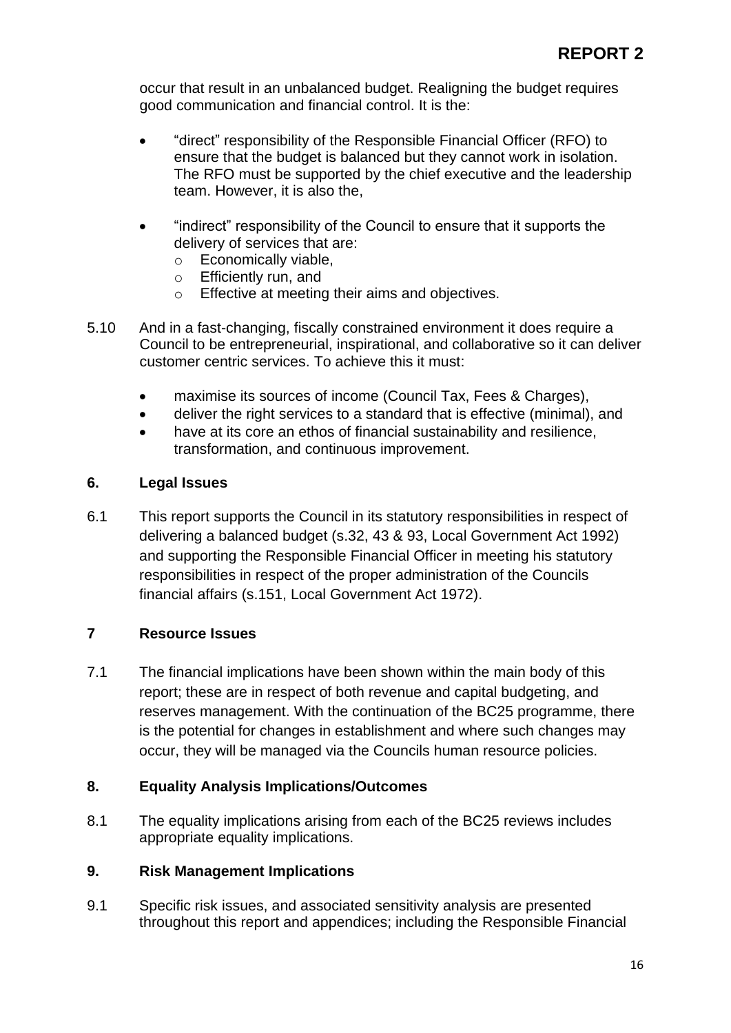occur that result in an unbalanced budget. Realigning the budget requires good communication and financial control. It is the:

- "direct" responsibility of the Responsible Financial Officer (RFO) to ensure that the budget is balanced but they cannot work in isolation. The RFO must be supported by the chief executive and the leadership team. However, it is also the,

- "indirect" responsibility of the Council to ensure that it supports the delivery of services that are:
  - Economically viable,
  - Efficiently run, and
  - Effective at meeting their aims and objectives.

5.10 And in a fast-changing, fiscally constrained environment it does require a Council to be entrepreneurial, inspirational, and collaborative so it can deliver customer centric services. To achieve this it must:

- maximise its sources of income (Council Tax, Fees & Charges),
- deliver the right services to a standard that is effective (minimal), and
- have at its core an ethos of financial sustainability and resilience, transformation, and continuous improvement.

## 6. Legal Issues

6.1 This report supports the Council in its statutory responsibilities in respect of delivering a balanced budget (s.32, 43 & 93, Local Government Act 1992) and supporting the Responsible Financial Officer in meeting his statutory responsibilities in respect of the proper administration of the Councils financial affairs (s.151, Local Government Act 1972).

## 7 Resource Issues

7.1 The financial implications have been shown within the main body of this report; these are in respect of both revenue and capital budgeting, and reserves management. With the continuation of the BC25 programme, there is the potential for changes in establishment and where such changes may occur, they will be managed via the Councils human resource policies.

## 8. Equality Analysis Implications/Outcomes

8.1 The equality implications arising from each of the BC25 reviews includes appropriate equality implications.

## 9. Risk Management Implications

9.1 Specific risk issues, and associated sensitivity analysis are presented throughout this report and appendices; including the Responsible Financial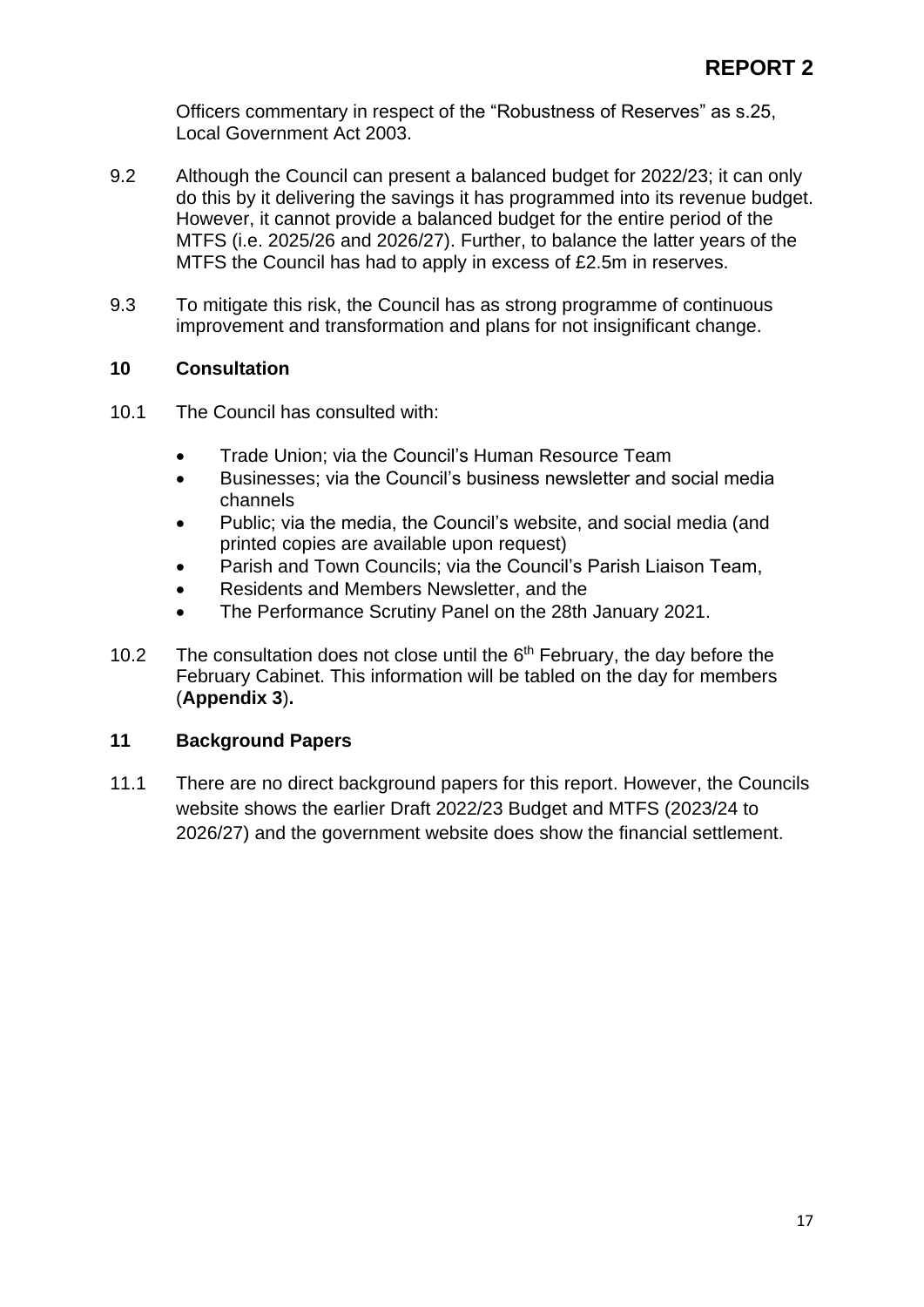Officers commentary in respect of the "Robustness of Reserves" as s.25, Local Government Act 2003.

9.2 Although the Council can present a balanced budget for 2022/23; it can only do this by it delivering the savings it has programmed into its revenue budget. However, it cannot provide a balanced budget for the entire period of the MTFS (i.e. 2025/26 and 2026/27). Further, to balance the latter years of the MTFS the Council has had to apply in excess of £2.5m in reserves.

9.3 To mitigate this risk, the Council has as strong programme of continuous improvement and transformation and plans for not insignificant change.

## 10 Consultation

10.1 The Council has consulted with:

- Trade Union; via the Council's Human Resource Team
- Businesses; via the Council's business newsletter and social media channels
- Public; via the media, the Council's website, and social media (and printed copies are available upon request)
- Parish and Town Councils; via the Council's Parish Liaison Team,
- Residents and Members Newsletter, and the
- The Performance Scrutiny Panel on the 28th January 2021.

10.2 The consultation does not close until the 6th February, the day before the February Cabinet. This information will be tabled on the day for members (**Appendix 3**)**.**

## 11 Background Papers

11.1 There are no direct background papers for this report. However, the Councils website shows the earlier Draft 2022/23 Budget and MTFS (2023/24 to 2026/27) and the government website does show the financial settlement.